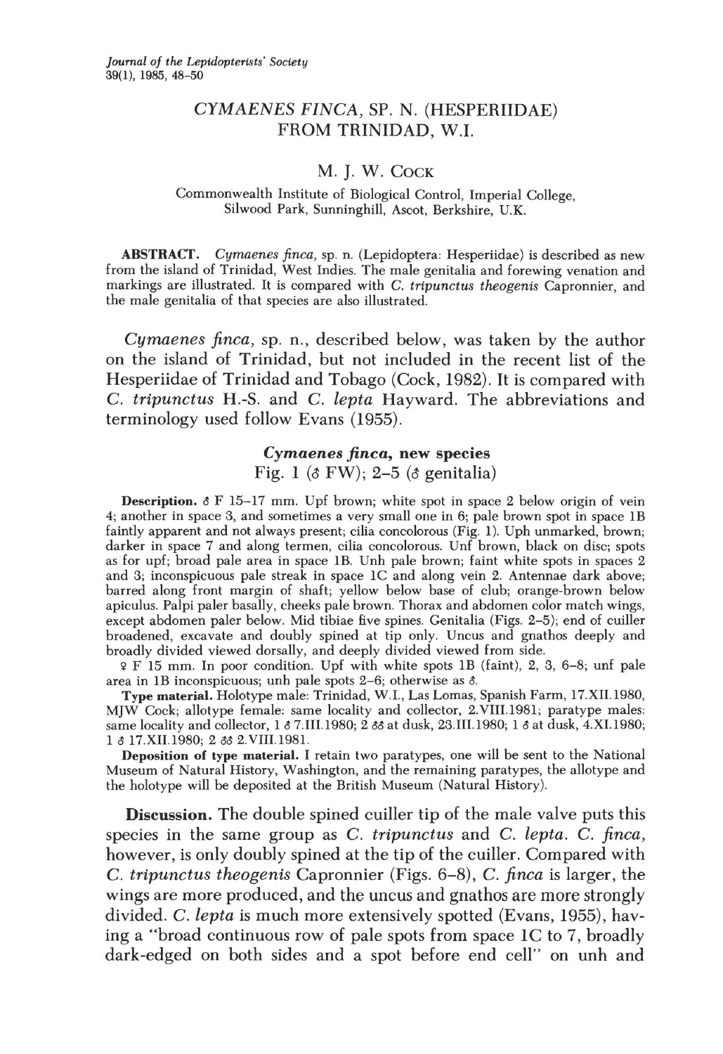# *CYMAENES FINCA*, SP. N. (HESPERIIDAE) FROM TRINIDAD, W.I.

M. J. W. Cock

Commonwealth Institute of Biological Control, Imperial College, Silwood Park, Sunninghill, Ascot, Berkshire, U.K.

**ABSTRACT.** *Cymaenes finca*, sp. n. (Lepidoptera: Hesperiidae) is described as new from the island of Trinidad, West Indies. The male genitalia and forewing venation and markings are illustrated. It is compared with *C. tripunctus theogenis* Capronnier, and the male genitalia of that species are also illustrated.

*Cymaenes finca*, sp. n., described below, was taken by the author on the island of Trinidad, but not included in the recent list of the Hesperiidae of Trinidad and Tobago (Cock, 1982). It is compared with *C. tripunctus* H.-S. and *C. lepta* Hayward. The abbreviations and terminology used follow Evans (1955).

## *Cymaenes finca*, new species

Fig. 1 (♂ FW); 2–5 (♂ genitalia)

**Description.** ♂ F 15–17 mm. Upf brown; white spot in space 2 below origin of vein 4; another in space 3, and sometimes a very small one in 6; pale brown spot in space 1B faintly apparent and not always present; cilia concolorous (Fig. 1). Uph unmarked, brown; darker in space 7 and along termen, cilia concolorous. Unf brown, black on disc; spots as for upf; broad pale area in space 1B. Unh pale brown; faint white spots in spaces 2 and 3; inconspicuous pale streak in space 1C and along vein 2. Antennae dark above; barred along front margin of shaft; yellow below base of club; orange-brown below apiculus. Palpi paler basally, cheeks pale brown. Thorax and abdomen color match wings, except abdomen paler below. Mid tibiae five spines. Genitalia (Figs. 2–5); end of cuiller broadened, excavate and doubly spined at tip only. Uncus and gnathos deeply and broadly divided viewed dorsally, and deeply divided viewed from side.

♀ F 15 mm. In poor condition. Upf with white spots 1B (faint), 2, 3, 6–8; unf pale area in 1B inconspicuous; unh pale spots 2–6; otherwise as ♂.

**Type material.** Holotype male: Trinidad, W.I., Las Lomas, Spanish Farm, 17.XII.1980, MJW Cock; allotype female: same locality and collector, 2.VIII.1981; paratype males: same locality and collector, 1 ♂ 7.III.1980; 2 ♂♂ at dusk, 23.III.1980; 1 ♂ at dusk, 4.XI.1980; 1 ♂ 17.XII.1980; 2 ♂♂ 2.VIII.1981.

**Deposition of type material.** I retain two paratypes, one will be sent to the National Museum of Natural History, Washington, and the remaining paratypes, the allotype and the holotype will be deposited at the British Museum (Natural History).

**Discussion.** The double spined cuiller tip of the male valve puts this species in the same group as *C. tripunctus* and *C. lepta*. *C. finca*, however, is only doubly spined at the tip of the cuiller. Compared with *C. tripunctus theogenis* Capronnier (Figs. 6–8), *C. finca* is larger, the wings are more produced, and the uncus and gnathos are more strongly divided. *C. lepta* is much more extensively spotted (Evans, 1955), having a "broad continuous row of pale spots from space 1C to 7, broadly dark-edged on both sides and a spot before end cell" on unh and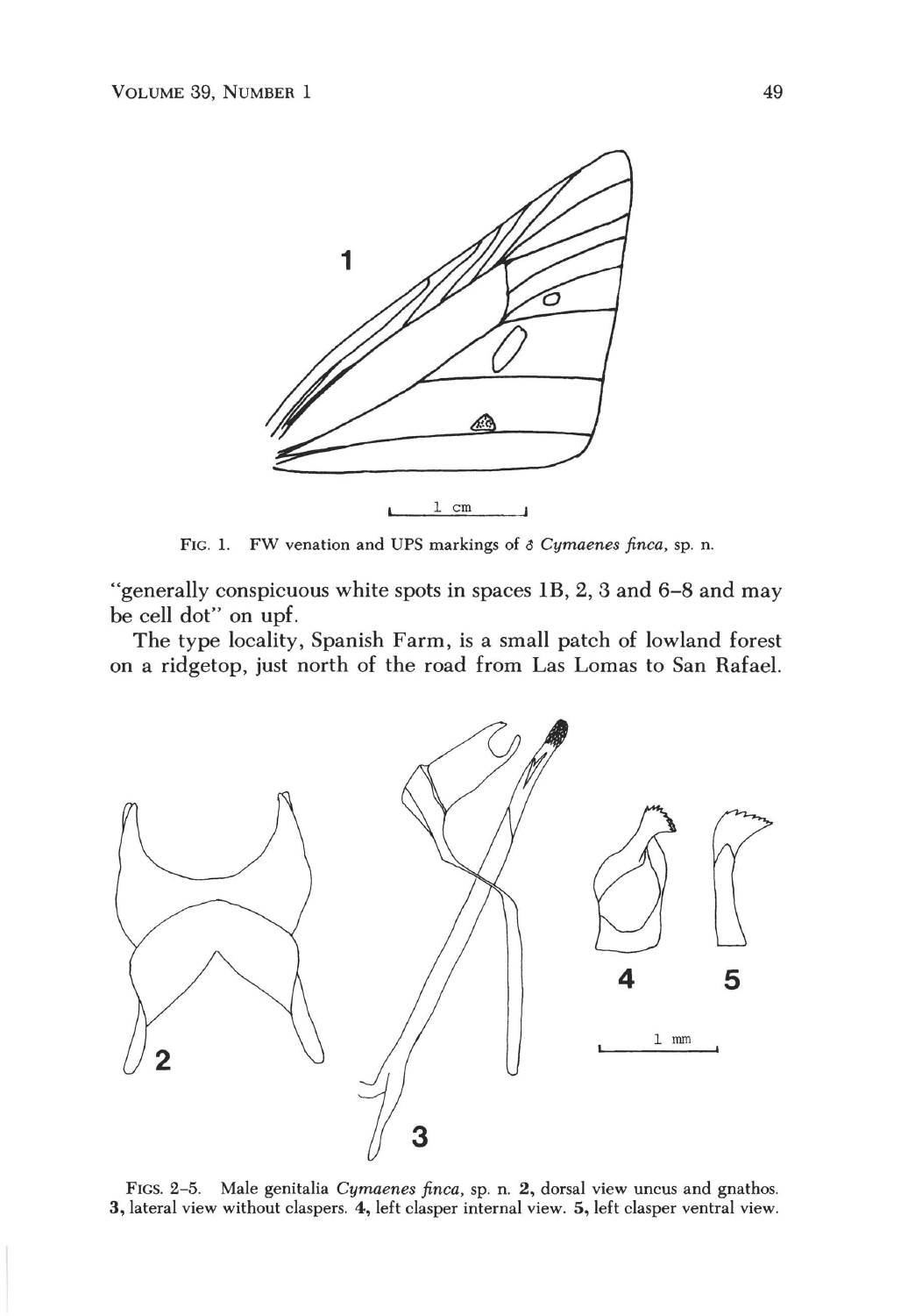FIG. 1. FW venation and UPS markings of ♂ *Cymaenes finca*, sp. n.

"generally conspicuous white spots in spaces 1B, 2, 3 and 6–8 and may be cell dot" on upf.

The type locality, Spanish Farm, is a small patch of lowland forest on a ridgetop, just north of the road from Las Lomas to San Rafael.

FIGS. 2–5. Male genitalia *Cymaenes finca*, sp. n. **2**, dorsal view uncus and gnathos. **3**, lateral view without claspers. **4**, left clasper internal view. **5**, left clasper ventral view.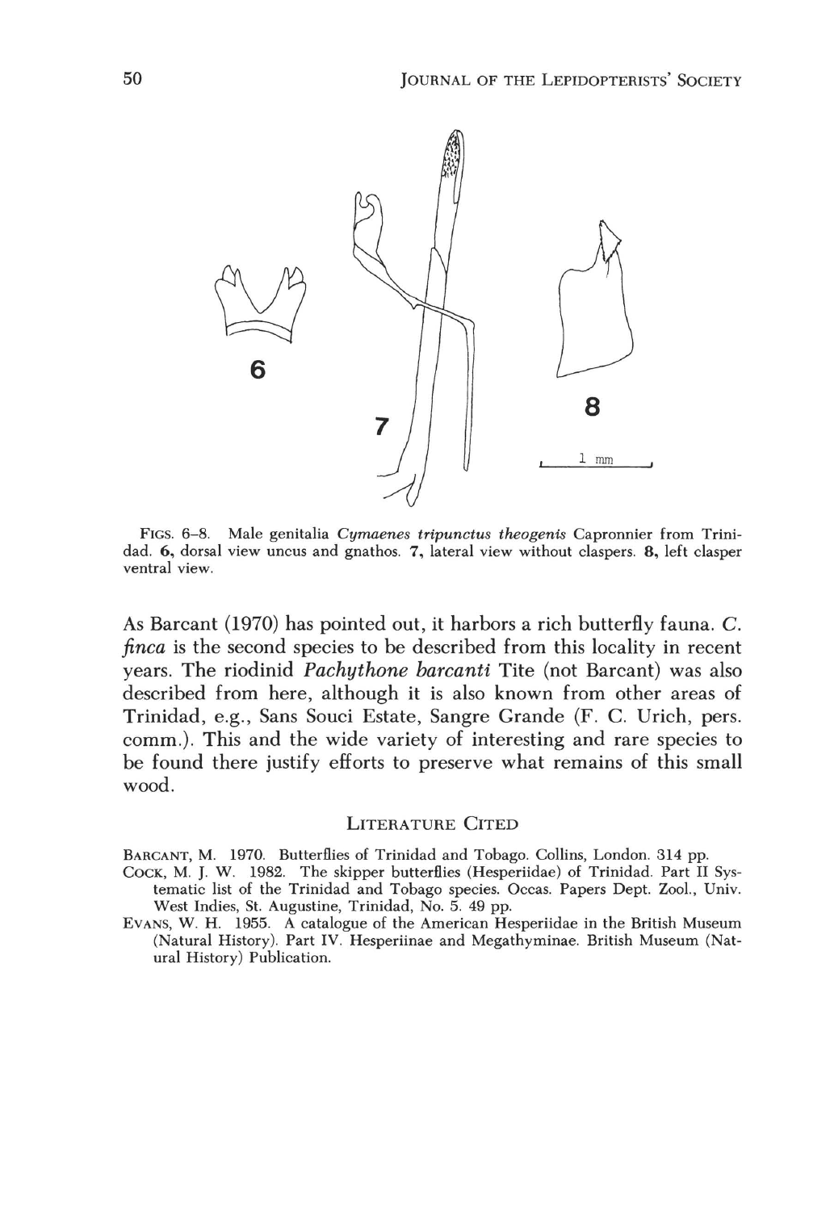6

7

8

1 mm

FIGS. 6–8. Male genitalia *Cymaenes tripunctus theogenis* Capronnier from Trinidad. **6,** dorsal view uncus and gnathos. **7,** lateral view without claspers. **8,** left clasper ventral view.

As Barcant (1970) has pointed out, it harbors a rich butterfly fauna. *C. finca* is the second species to be described from this locality in recent years. The riodinid *Pachythone barcanti* Tite (not Barcant) was also described from here, although it is also known from other areas of Trinidad, e.g., Sans Souci Estate, Sangre Grande (F. C. Urich, pers. comm.). This and the wide variety of interesting and rare species to be found there justify efforts to preserve what remains of this small wood.

## LITERATURE CITED

BARCANT, M. 1970. Butterflies of Trinidad and Tobago. Collins, London. 314 pp.

COCK, M. J. W. 1982. The skipper butterflies (Hesperiidae) of Trinidad. Part II Systematic list of the Trinidad and Tobago species. Occas. Papers Dept. Zool., Univ. West Indies, St. Augustine, Trinidad, No. 5. 49 pp.

EVANS, W. H. 1955. A catalogue of the American Hesperiidae in the British Museum (Natural History). Part IV. Hesperiinae and Megathyminae. British Museum (Natural History) Publication.